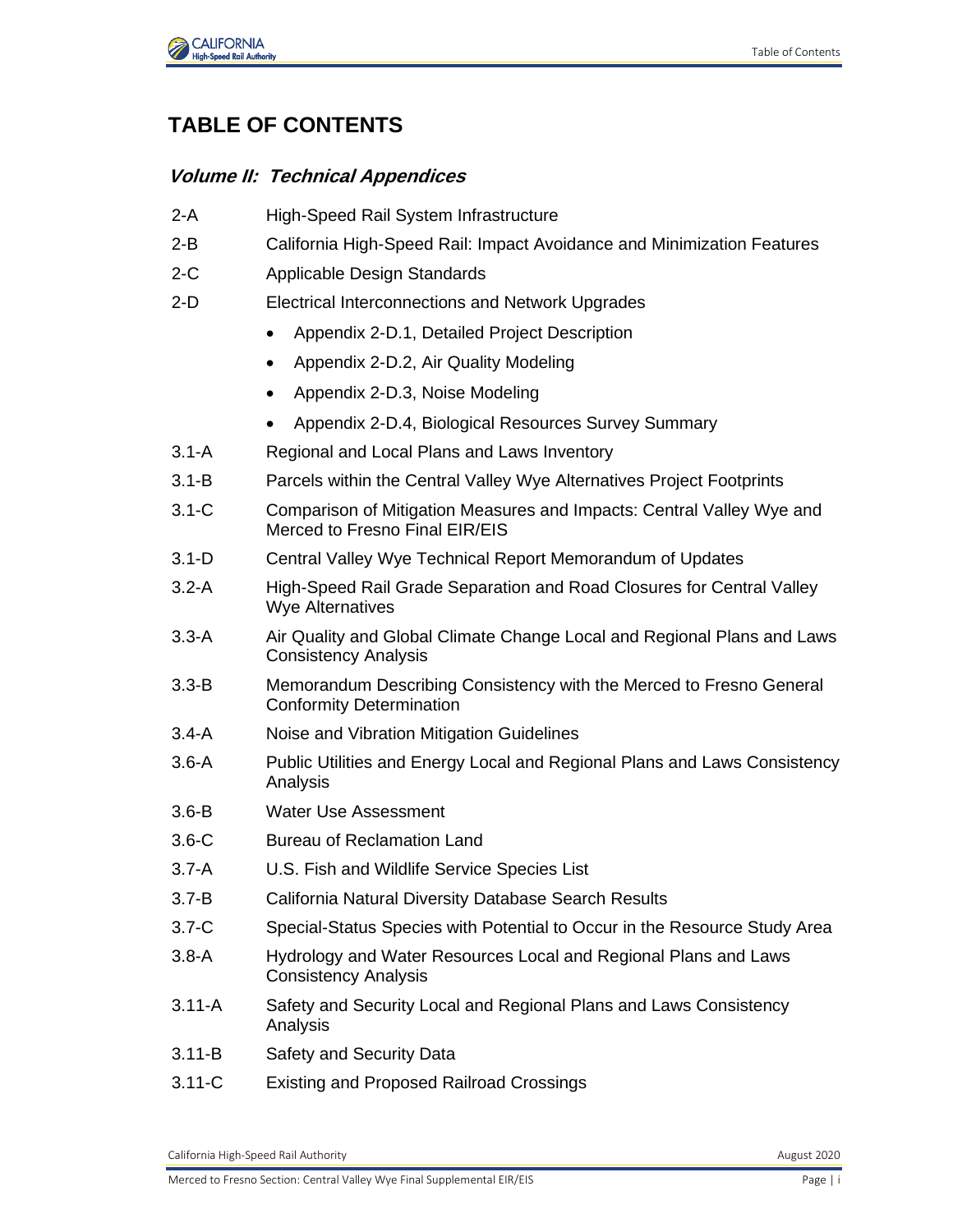# TABLE OF CONTENTS

## *Volume II: Technical Appendices*

| | |
|---|---|
| 2-A | High-Speed Rail System Infrastructure |
| 2-B | California High-Speed Rail: Impact Avoidance and Minimization Features |
| 2-C | Applicable Design Standards |
| 2-D | Electrical Interconnections and Network Upgrades |

- Appendix 2-D.1, Detailed Project Description
- Appendix 2-D.2, Air Quality Modeling
- Appendix 2-D.3, Noise Modeling
- Appendix 2-D.4, Biological Resources Survey Summary

| | |
|---|---|
| 3.1-A | Regional and Local Plans and Laws Inventory |
| 3.1-B | Parcels within the Central Valley Wye Alternatives Project Footprints |
| 3.1-C | Comparison of Mitigation Measures and Impacts: Central Valley Wye and Merced to Fresno Final EIR/EIS |
| 3.1-D | Central Valley Wye Technical Report Memorandum of Updates |
| 3.2-A | High-Speed Rail Grade Separation and Road Closures for Central Valley Wye Alternatives |
| 3.3-A | Air Quality and Global Climate Change Local and Regional Plans and Laws Consistency Analysis |
| 3.3-B | Memorandum Describing Consistency with the Merced to Fresno General Conformity Determination |
| 3.4-A | Noise and Vibration Mitigation Guidelines |
| 3.6-A | Public Utilities and Energy Local and Regional Plans and Laws Consistency Analysis |
| 3.6-B | Water Use Assessment |
| 3.6-C | Bureau of Reclamation Land |
| 3.7-A | U.S. Fish and Wildlife Service Species List |
| 3.7-B | California Natural Diversity Database Search Results |
| 3.7-C | Special-Status Species with Potential to Occur in the Resource Study Area |
| 3.8-A | Hydrology and Water Resources Local and Regional Plans and Laws Consistency Analysis |
| 3.11-A | Safety and Security Local and Regional Plans and Laws Consistency Analysis |
| 3.11-B | Safety and Security Data |
| 3.11-C | Existing and Proposed Railroad Crossings |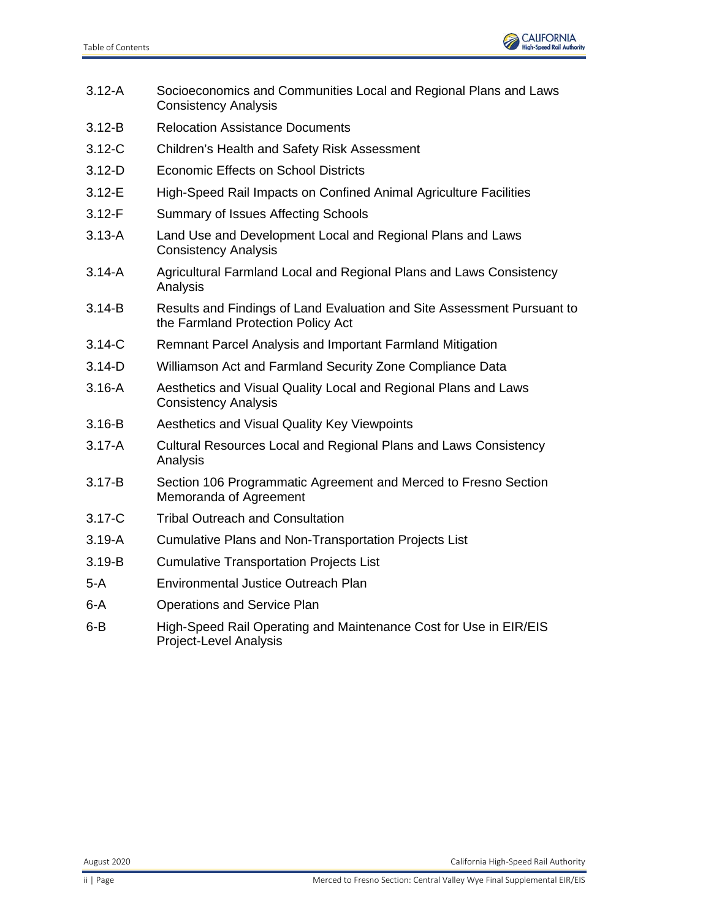| | |
|---|---|
| 3.12-A | Socioeconomics and Communities Local and Regional Plans and Laws Consistency Analysis |
| 3.12-B | Relocation Assistance Documents |
| 3.12-C | Children's Health and Safety Risk Assessment |
| 3.12-D | Economic Effects on School Districts |
| 3.12-E | High-Speed Rail Impacts on Confined Animal Agriculture Facilities |
| 3.12-F | Summary of Issues Affecting Schools |
| 3.13-A | Land Use and Development Local and Regional Plans and Laws Consistency Analysis |
| 3.14-A | Agricultural Farmland Local and Regional Plans and Laws Consistency Analysis |
| 3.14-B | Results and Findings of Land Evaluation and Site Assessment Pursuant to the Farmland Protection Policy Act |
| 3.14-C | Remnant Parcel Analysis and Important Farmland Mitigation |
| 3.14-D | Williamson Act and Farmland Security Zone Compliance Data |
| 3.16-A | Aesthetics and Visual Quality Local and Regional Plans and Laws Consistency Analysis |
| 3.16-B | Aesthetics and Visual Quality Key Viewpoints |
| 3.17-A | Cultural Resources Local and Regional Plans and Laws Consistency Analysis |
| 3.17-B | Section 106 Programmatic Agreement and Merced to Fresno Section Memoranda of Agreement |
| 3.17-C | Tribal Outreach and Consultation |
| 3.19-A | Cumulative Plans and Non-Transportation Projects List |
| 3.19-B | Cumulative Transportation Projects List |
| 5-A | Environmental Justice Outreach Plan |
| 6-A | Operations and Service Plan |
| 6-B | High-Speed Rail Operating and Maintenance Cost for Use in EIR/EIS Project-Level Analysis |